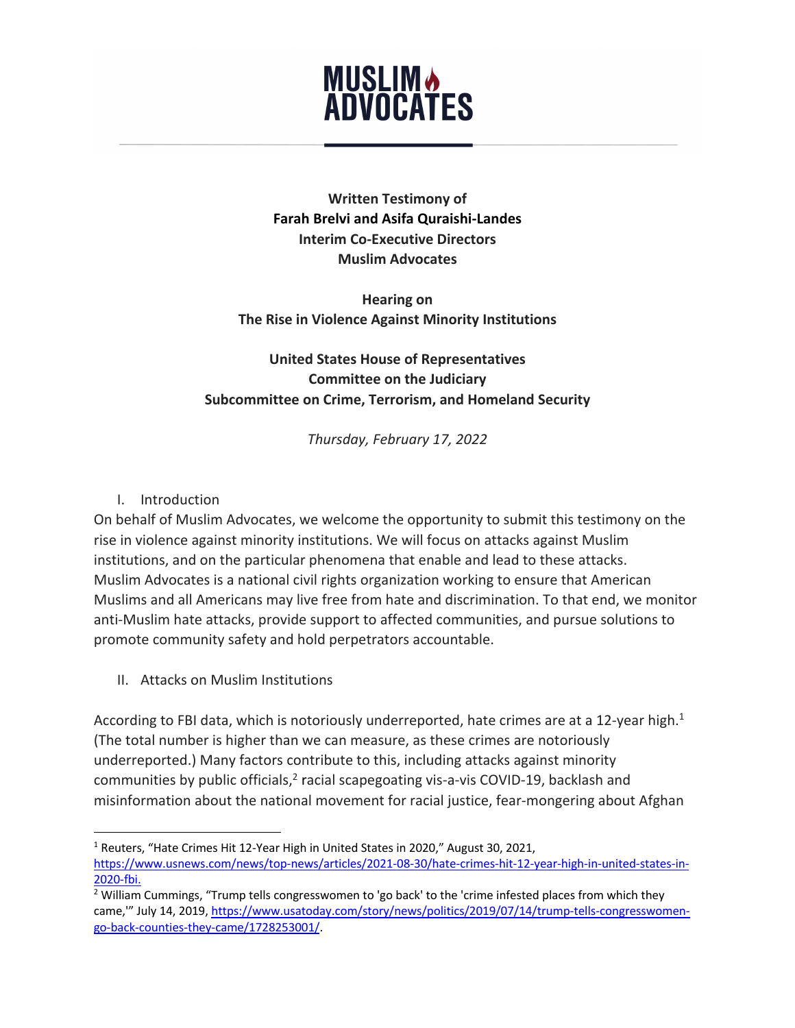# MUSLIM ADVOCATES

**Written Testimony of**
**Farah Brelvi and Asifa Quraishi-Landes**
**Interim Co-Executive Directors**
**Muslim Advocates**

**Hearing on**
**The Rise in Violence Against Minority Institutions**

**United States House of Representatives**
**Committee on the Judiciary**
**Subcommittee on Crime, Terrorism, and Homeland Security**

*Thursday, February 17, 2022*

## I. Introduction

On behalf of Muslim Advocates, we welcome the opportunity to submit this testimony on the rise in violence against minority institutions. We will focus on attacks against Muslim institutions, and on the particular phenomena that enable and lead to these attacks. Muslim Advocates is a national civil rights organization working to ensure that American Muslims and all Americans may live free from hate and discrimination. To that end, we monitor anti-Muslim hate attacks, provide support to affected communities, and pursue solutions to promote community safety and hold perpetrators accountable.

## II. Attacks on Muslim Institutions

According to FBI data, which is notoriously underreported, hate crimes are at a 12-year high.[1] (The total number is higher than we can measure, as these crimes are notoriously underreported.) Many factors contribute to this, including attacks against minority communities by public officials,[2] racial scapegoating vis-a-vis COVID-19, backlash and misinformation about the national movement for racial justice, fear-mongering about Afghan

---

[1] Reuters, "Hate Crimes Hit 12-Year High in United States in 2020," August 30, 2021, https://www.usnews.com/news/top-news/articles/2021-08-30/hate-crimes-hit-12-year-high-in-united-states-in-2020-fbi.

[2] William Cummings, "Trump tells congresswomen to 'go back' to the 'crime infested places from which they came,'" July 14, 2019, https://www.usatoday.com/story/news/politics/2019/07/14/trump-tells-congresswomen-go-back-counties-they-came/1728253001/.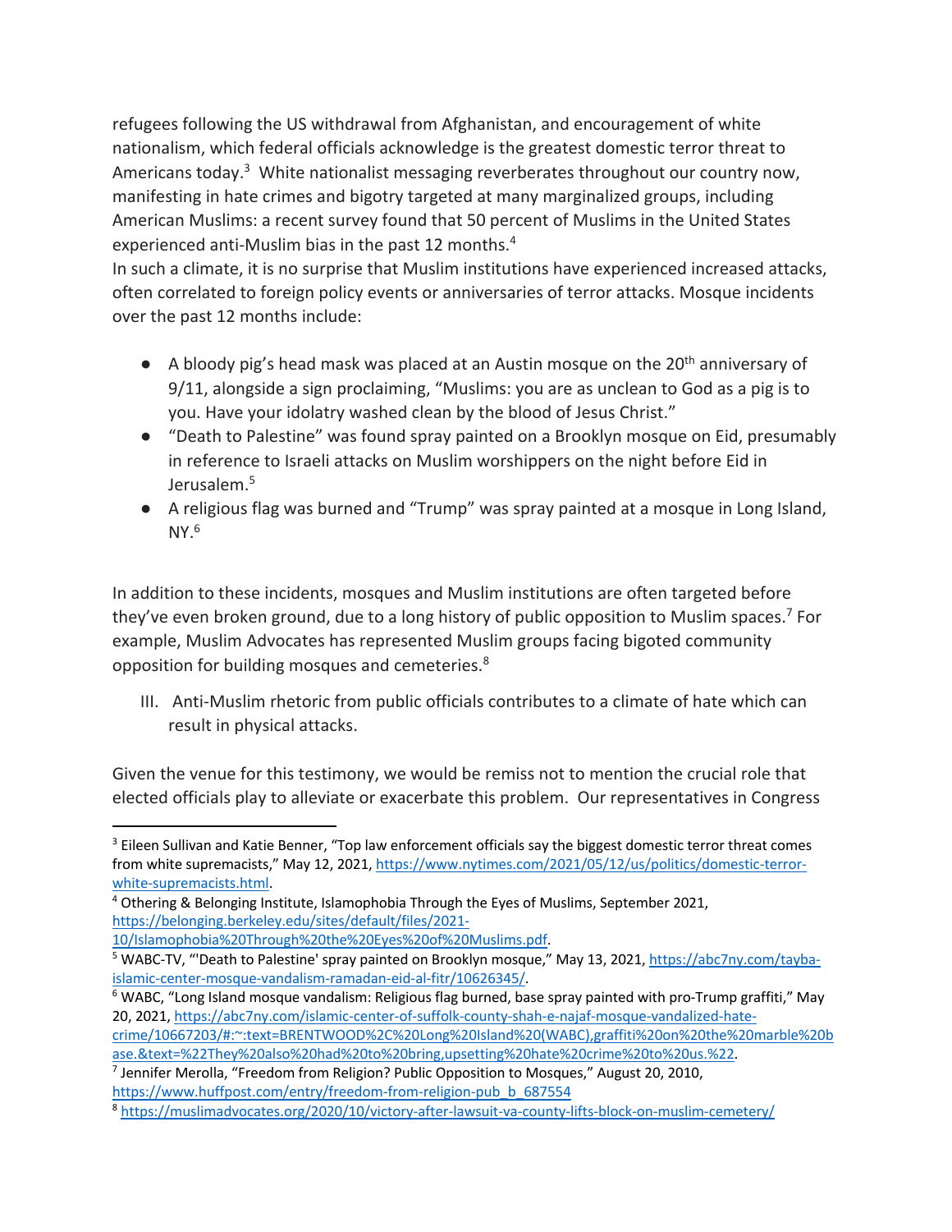refugees following the US withdrawal from Afghanistan, and encouragement of white nationalism, which federal officials acknowledge is the greatest domestic terror threat to Americans today.[3] White nationalist messaging reverberates throughout our country now, manifesting in hate crimes and bigotry targeted at many marginalized groups, including American Muslims: a recent survey found that 50 percent of Muslims in the United States experienced anti-Muslim bias in the past 12 months.[4]

In such a climate, it is no surprise that Muslim institutions have experienced increased attacks, often correlated to foreign policy events or anniversaries of terror attacks. Mosque incidents over the past 12 months include:

- A bloody pig's head mask was placed at an Austin mosque on the 20th anniversary of 9/11, alongside a sign proclaiming, "Muslims: you are as unclean to God as a pig is to you. Have your idolatry washed clean by the blood of Jesus Christ."
- "Death to Palestine" was found spray painted on a Brooklyn mosque on Eid, presumably in reference to Israeli attacks on Muslim worshippers on the night before Eid in Jerusalem.[5]
- A religious flag was burned and "Trump" was spray painted at a mosque in Long Island, NY.[6]

In addition to these incidents, mosques and Muslim institutions are often targeted before they've even broken ground, due to a long history of public opposition to Muslim spaces.[7] For example, Muslim Advocates has represented Muslim groups facing bigoted community opposition for building mosques and cemeteries.[8]

## III. Anti-Muslim rhetoric from public officials contributes to a climate of hate which can result in physical attacks.

Given the venue for this testimony, we would be remiss not to mention the crucial role that elected officials play to alleviate or exacerbate this problem. Our representatives in Congress

---

[3] Eileen Sullivan and Katie Benner, "Top law enforcement officials say the biggest domestic terror threat comes from white supremacists," May 12, 2021, https://www.nytimes.com/2021/05/12/us/politics/domestic-terror-white-supremacists.html.

[4] Othering & Belonging Institute, Islamophobia Through the Eyes of Muslims, September 2021, https://belonging.berkeley.edu/sites/default/files/2021-10/Islamophobia%20Through%20the%20Eyes%20of%20Muslims.pdf.

[5] WABC-TV, "'Death to Palestine' spray painted on Brooklyn mosque," May 13, 2021, https://abc7ny.com/tayba-islamic-center-mosque-vandalism-ramadan-eid-al-fitr/10626345/.

[6] WABC, "Long Island mosque vandalism: Religious flag burned, base spray painted with pro-Trump graffiti," May 20, 2021, https://abc7ny.com/islamic-center-of-suffolk-county-shah-e-najaf-mosque-vandalized-hate-crime/10667203/#:~:text=BRENTWOOD%2C%20Long%20Island%20(WABC),graffiti%20on%20the%20marble%20base.&text=%22They%20also%20had%20to%20bring,upsetting%20hate%20crime%20to%20us.%22.

[7] Jennifer Merolla, "Freedom from Religion? Public Opposition to Mosques," August 20, 2010, https://www.huffpost.com/entry/freedom-from-religion-pub_b_687554

[8] https://muslimadvocates.org/2020/10/victory-after-lawsuit-va-county-lifts-block-on-muslim-cemetery/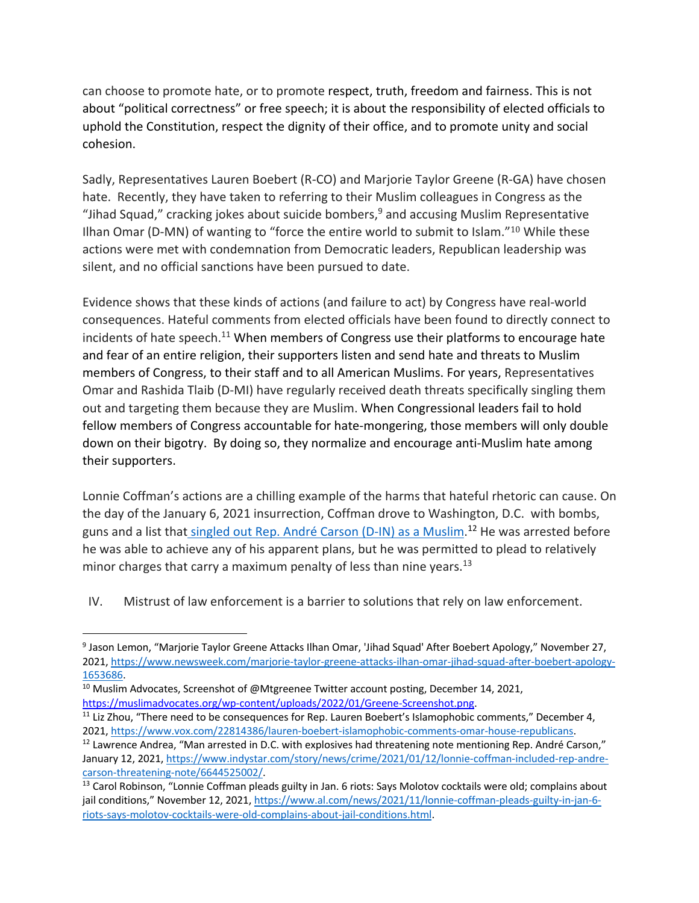can choose to promote hate, or to promote respect, truth, freedom and fairness. This is not about "political correctness" or free speech; it is about the responsibility of elected officials to uphold the Constitution, respect the dignity of their office, and to promote unity and social cohesion.

Sadly, Representatives Lauren Boebert (R-CO) and Marjorie Taylor Greene (R-GA) have chosen hate. Recently, they have taken to referring to their Muslim colleagues in Congress as the "Jihad Squad," cracking jokes about suicide bombers,[9] and accusing Muslim Representative Ilhan Omar (D-MN) of wanting to "force the entire world to submit to Islam."[10] While these actions were met with condemnation from Democratic leaders, Republican leadership was silent, and no official sanctions have been pursued to date.

Evidence shows that these kinds of actions (and failure to act) by Congress have real-world consequences. Hateful comments from elected officials have been found to directly connect to incidents of hate speech.[11] When members of Congress use their platforms to encourage hate and fear of an entire religion, their supporters listen and send hate and threats to Muslim members of Congress, to their staff and to all American Muslims. For years, Representatives Omar and Rashida Tlaib (D-MI) have regularly received death threats specifically singling them out and targeting them because they are Muslim. When Congressional leaders fail to hold fellow members of Congress accountable for hate-mongering, those members will only double down on their bigotry. By doing so, they normalize and encourage anti-Muslim hate among their supporters.

Lonnie Coffman's actions are a chilling example of the harms that hateful rhetoric can cause. On the day of the January 6, 2021 insurrection, Coffman drove to Washington, D.C. with bombs, guns and a list that [singled out Rep. André Carson (D-IN) as a Muslim](https://www.indystar.com/story/news/crime/2021/01/12/lonnie-coffman-included-rep-andre-carson-threatening-note/6644525002/).[12] He was arrested before he was able to achieve any of his apparent plans, but he was permitted to plead to relatively minor charges that carry a maximum penalty of less than nine years.[13]

## IV. Mistrust of law enforcement is a barrier to solutions that rely on law enforcement.

---

[9] Jason Lemon, "Marjorie Taylor Greene Attacks Ilhan Omar, 'Jihad Squad' After Boebert Apology," November 27, 2021, https://www.newsweek.com/marjorie-taylor-greene-attacks-ilhan-omar-jihad-squad-after-boebert-apology-1653686.

[10] Muslim Advocates, Screenshot of @Mtgreenee Twitter account posting, December 14, 2021, https://muslimadvocates.org/wp-content/uploads/2022/01/Greene-Screenshot.png.

[11] Liz Zhou, "There need to be consequences for Rep. Lauren Boebert's Islamophobic comments," December 4, 2021, https://www.vox.com/22814386/lauren-boebert-islamophobic-comments-omar-house-republicans.

[12] Lawrence Andrea, "Man arrested in D.C. with explosives had threatening note mentioning Rep. André Carson," January 12, 2021, https://www.indystar.com/story/news/crime/2021/01/12/lonnie-coffman-included-rep-andre-carson-threatening-note/6644525002/.

[13] Carol Robinson, "Lonnie Coffman pleads guilty in Jan. 6 riots: Says Molotov cocktails were old; complains about jail conditions," November 12, 2021, https://www.al.com/news/2021/11/lonnie-coffman-pleads-guilty-in-jan-6-riots-says-molotov-cocktails-were-old-complains-about-jail-conditions.html.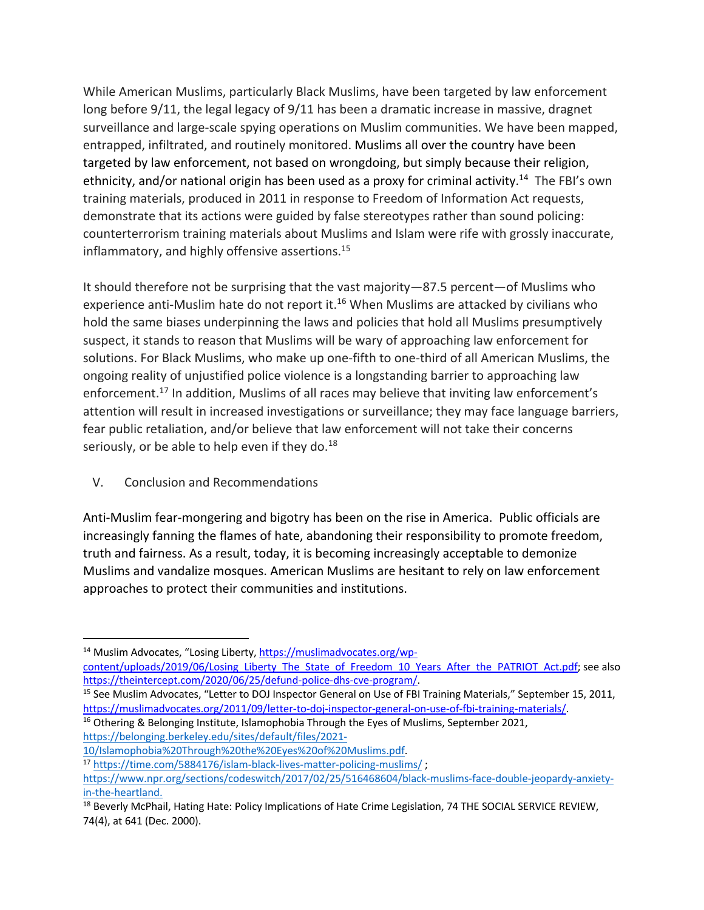While American Muslims, particularly Black Muslims, have been targeted by law enforcement long before 9/11, the legal legacy of 9/11 has been a dramatic increase in massive, dragnet surveillance and large-scale spying operations on Muslim communities. We have been mapped, entrapped, infiltrated, and routinely monitored. Muslims all over the country have been targeted by law enforcement, not based on wrongdoing, but simply because their religion, ethnicity, and/or national origin has been used as a proxy for criminal activity.[14] The FBI's own training materials, produced in 2011 in response to Freedom of Information Act requests, demonstrate that its actions were guided by false stereotypes rather than sound policing: counterterrorism training materials about Muslims and Islam were rife with grossly inaccurate, inflammatory, and highly offensive assertions.[15]

It should therefore not be surprising that the vast majority—87.5 percent—of Muslims who experience anti-Muslim hate do not report it.[16] When Muslims are attacked by civilians who hold the same biases underpinning the laws and policies that hold all Muslims presumptively suspect, it stands to reason that Muslims will be wary of approaching law enforcement for solutions. For Black Muslims, who make up one-fifth to one-third of all American Muslims, the ongoing reality of unjustified police violence is a longstanding barrier to approaching law enforcement.[17] In addition, Muslims of all races may believe that inviting law enforcement's attention will result in increased investigations or surveillance; they may face language barriers, fear public retaliation, and/or believe that law enforcement will not take their concerns seriously, or be able to help even if they do.[18]

## V. Conclusion and Recommendations

Anti-Muslim fear-mongering and bigotry has been on the rise in America. Public officials are increasingly fanning the flames of hate, abandoning their responsibility to promote freedom, truth and fairness. As a result, today, it is becoming increasingly acceptable to demonize Muslims and vandalize mosques. American Muslims are hesitant to rely on law enforcement approaches to protect their communities and institutions.

---

[14] Muslim Advocates, "Losing Liberty, https://muslimadvocates.org/wp-content/uploads/2019/06/Losing_Liberty_The_State_of_Freedom_10_Years_After_the_PATRIOT_Act.pdf; see also https://theintercept.com/2020/06/25/defund-police-dhs-cve-program/.

[15] See Muslim Advocates, "Letter to DOJ Inspector General on Use of FBI Training Materials," September 15, 2011, https://muslimadvocates.org/2011/09/letter-to-doj-inspector-general-on-use-of-fbi-training-materials/.

[16] Othering & Belonging Institute, Islamophobia Through the Eyes of Muslims, September 2021, https://belonging.berkeley.edu/sites/default/files/2021-10/Islamophobia%20Through%20the%20Eyes%20of%20Muslims.pdf.

[17] https://time.com/5884176/islam-black-lives-matter-policing-muslims/ ; https://www.npr.org/sections/codeswitch/2017/02/25/516468604/black-muslims-face-double-jeopardy-anxiety-in-the-heartland.

[18] Beverly McPhail, Hating Hate: Policy Implications of Hate Crime Legislation, 74 THE SOCIAL SERVICE REVIEW, 74(4), at 641 (Dec. 2000).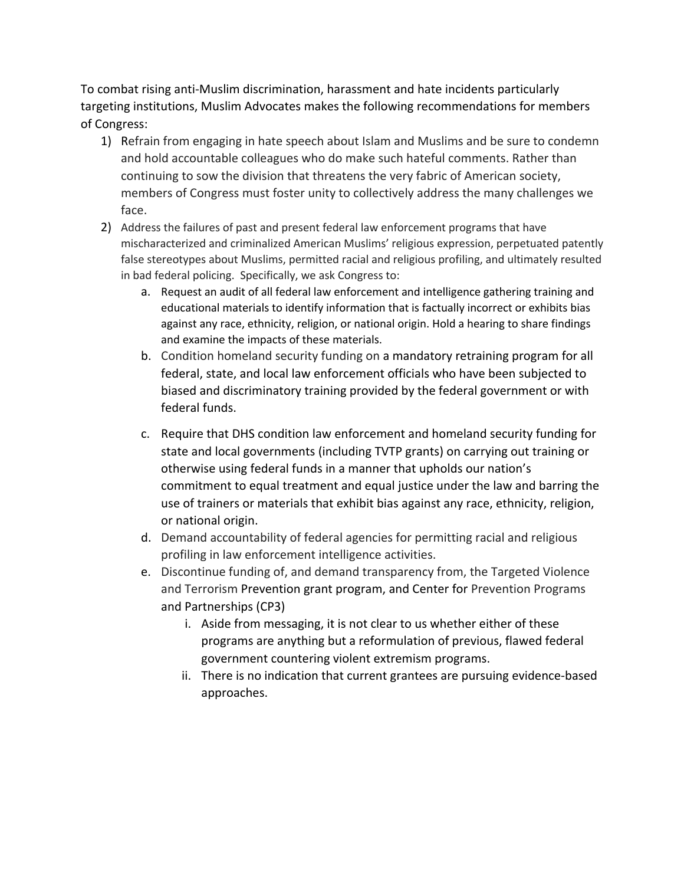To combat rising anti-Muslim discrimination, harassment and hate incidents particularly targeting institutions, Muslim Advocates makes the following recommendations for members of Congress:

1) Refrain from engaging in hate speech about Islam and Muslims and be sure to condemn and hold accountable colleagues who do make such hateful comments. Rather than continuing to sow the division that threatens the very fabric of American society, members of Congress must foster unity to collectively address the many challenges we face.
2) Address the failures of past and present federal law enforcement programs that have mischaracterized and criminalized American Muslims' religious expression, perpetuated patently false stereotypes about Muslims, permitted racial and religious profiling, and ultimately resulted in bad federal policing. Specifically, we ask Congress to:
    a. Request an audit of all federal law enforcement and intelligence gathering training and educational materials to identify information that is factually incorrect or exhibits bias against any race, ethnicity, religion, or national origin. Hold a hearing to share findings and examine the impacts of these materials.
    b. Condition homeland security funding on a mandatory retraining program for all federal, state, and local law enforcement officials who have been subjected to biased and discriminatory training provided by the federal government or with federal funds.
    c. Require that DHS condition law enforcement and homeland security funding for state and local governments (including TVTP grants) on carrying out training or otherwise using federal funds in a manner that upholds our nation's commitment to equal treatment and equal justice under the law and barring the use of trainers or materials that exhibit bias against any race, ethnicity, religion, or national origin.
    d. Demand accountability of federal agencies for permitting racial and religious profiling in law enforcement intelligence activities.
    e. Discontinue funding of, and demand transparency from, the Targeted Violence and Terrorism Prevention grant program, and Center for Prevention Programs and Partnerships (CP3)
        i. Aside from messaging, it is not clear to us whether either of these programs are anything but a reformulation of previous, flawed federal government countering violent extremism programs.
        ii. There is no indication that current grantees are pursuing evidence-based approaches.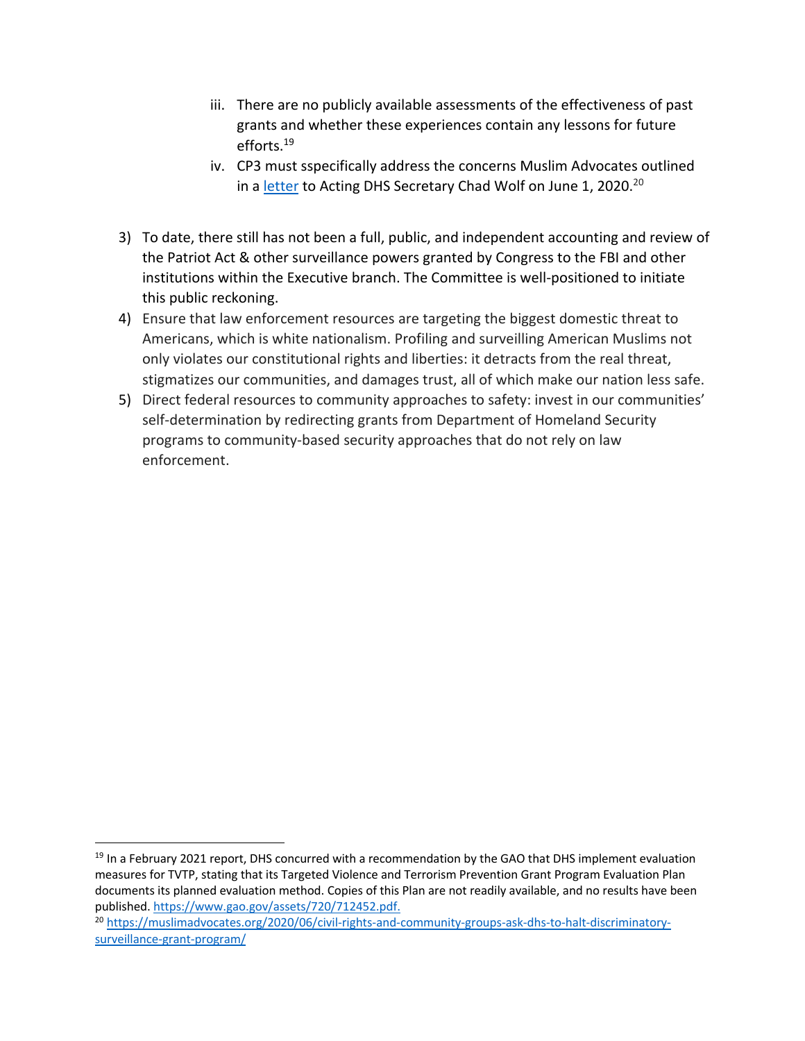iii. There are no publicly available assessments of the effectiveness of past grants and whether these experiences contain any lessons for future efforts.[19]

iv. CP3 must sspecifically address the concerns Muslim Advocates outlined in a letter to Acting DHS Secretary Chad Wolf on June 1, 2020.[20]

3) To date, there still has not been a full, public, and independent accounting and review of the Patriot Act & other surveillance powers granted by Congress to the FBI and other institutions within the Executive branch. The Committee is well-positioned to initiate this public reckoning.
4) Ensure that law enforcement resources are targeting the biggest domestic threat to Americans, which is white nationalism. Profiling and surveilling American Muslims not only violates our constitutional rights and liberties: it detracts from the real threat, stigmatizes our communities, and damages trust, all of which make our nation less safe.
5) Direct federal resources to community approaches to safety: invest in our communities' self-determination by redirecting grants from Department of Homeland Security programs to community-based security approaches that do not rely on law enforcement.

---

[19] In a February 2021 report, DHS concurred with a recommendation by the GAO that DHS implement evaluation measures for TVTP, stating that its Targeted Violence and Terrorism Prevention Grant Program Evaluation Plan documents its planned evaluation method. Copies of this Plan are not readily available, and no results have been published. https://www.gao.gov/assets/720/712452.pdf.

[20] https://muslimadvocates.org/2020/06/civil-rights-and-community-groups-ask-dhs-to-halt-discriminatory-surveillance-grant-program/